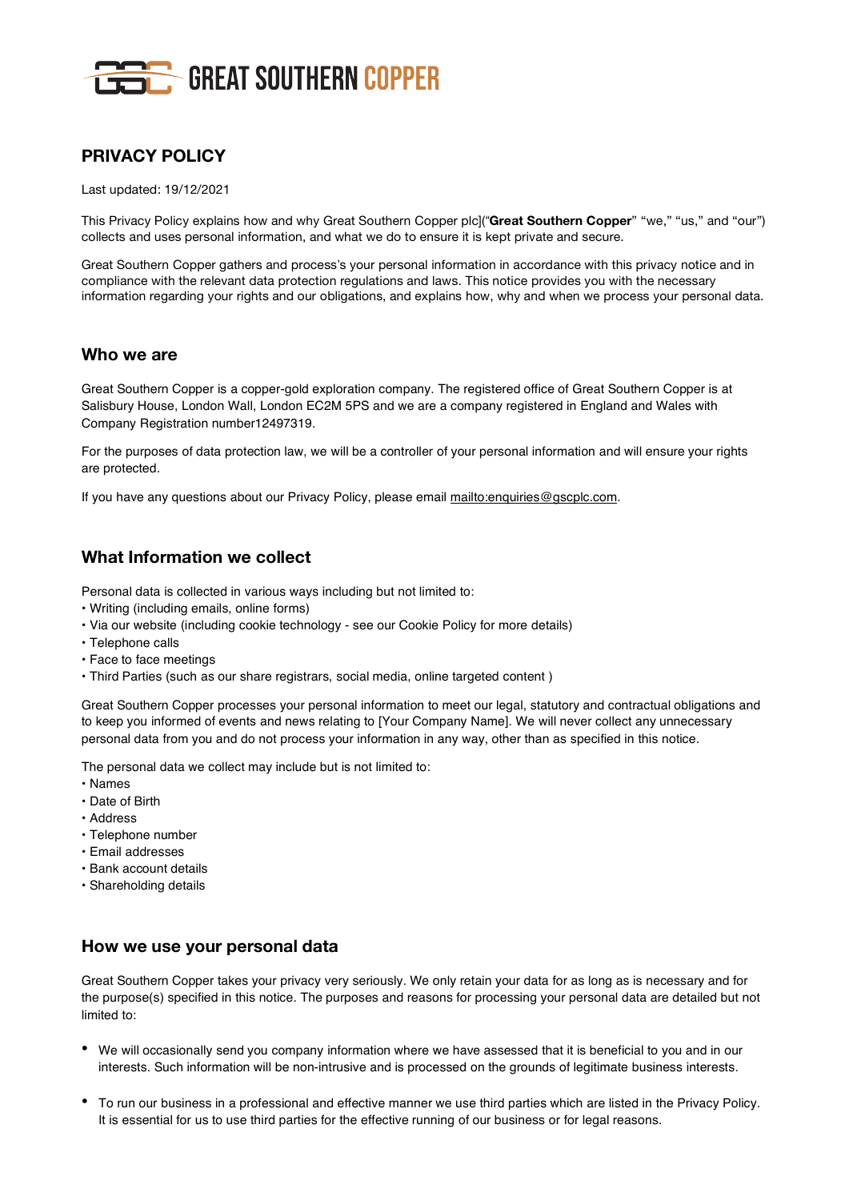GREAT SOUTHERN COPPER

## PRIVACY POLICY

Last updated: 19/12/2021

This Privacy Policy explains how and why Great Southern Copper plc]("**Great Southern Copper**" "we," "us," and "our") collects and uses personal information, and what we do to ensure it is kept private and secure.

Great Southern Copper gathers and process's your personal information in accordance with this privacy notice and in compliance with the relevant data protection regulations and laws. This notice provides you with the necessary information regarding your rights and our obligations, and explains how, why and when we process your personal data.

### Who we are

Great Southern Copper is a copper-gold exploration company. The registered office of Great Southern Copper is at Salisbury House, London Wall, London EC2M 5PS and we are a company registered in England and Wales with Company Registration number12497319.

For the purposes of data protection law, we will be a controller of your personal information and will ensure your rights are protected.

If you have any questions about our Privacy Policy, please email mailto:enquiries@gscplc.com.

### What Information we collect

Personal data is collected in various ways including but not limited to:
- Writing (including emails, online forms)
- Via our website (including cookie technology - see our Cookie Policy for more details)
- Telephone calls
- Face to face meetings
- Third Parties (such as our share registrars, social media, online targeted content )

Great Southern Copper processes your personal information to meet our legal, statutory and contractual obligations and to keep you informed of events and news relating to [Your Company Name]. We will never collect any unnecessary personal data from you and do not process your information in any way, other than as specified in this notice.

The personal data we collect may include but is not limited to:
- Names
- Date of Birth
- Address
- Telephone number
- Email addresses
- Bank account details
- Shareholding details

### How we use your personal data

Great Southern Copper takes your privacy very seriously. We only retain your data for as long as is necessary and for the purpose(s) specified in this notice. The purposes and reasons for processing your personal data are detailed but not limited to:

- We will occasionally send you company information where we have assessed that it is beneficial to you and in our interests. Such information will be non-intrusive and is processed on the grounds of legitimate business interests.

- To run our business in a professional and effective manner we use third parties which are listed in the Privacy Policy. It is essential for us to use third parties for the effective running of our business or for legal reasons.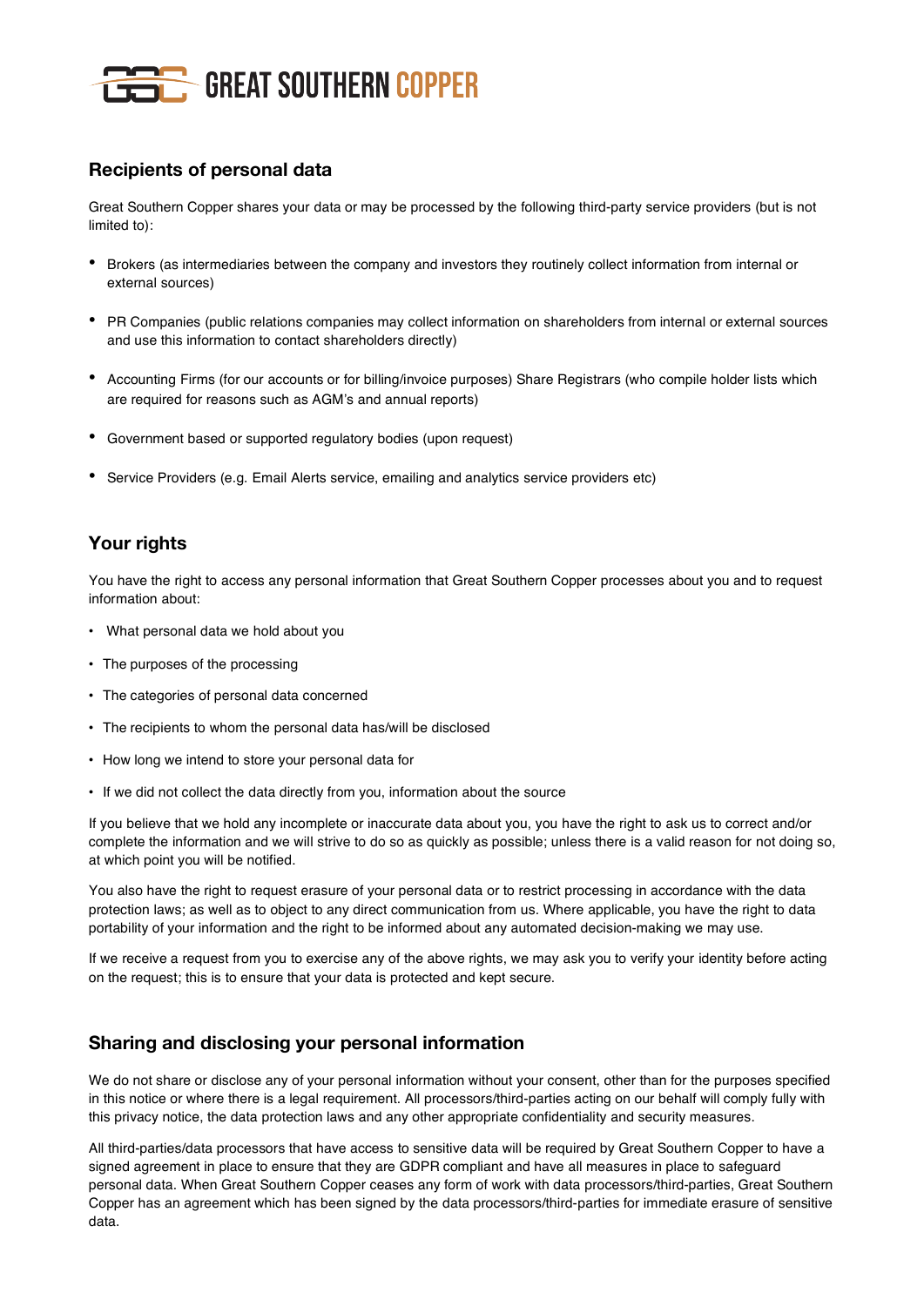## Recipients of personal data

Great Southern Copper shares your data or may be processed by the following third-party service providers (but is not limited to):

- Brokers (as intermediaries between the company and investors they routinely collect information from internal or external sources)
- PR Companies (public relations companies may collect information on shareholders from internal or external sources and use this information to contact shareholders directly)
- Accounting Firms (for our accounts or for billing/invoice purposes) Share Registrars (who compile holder lists which are required for reasons such as AGM's and annual reports)
- Government based or supported regulatory bodies (upon request)
- Service Providers (e.g. Email Alerts service, emailing and analytics service providers etc)

## Your rights

You have the right to access any personal information that Great Southern Copper processes about you and to request information about:

- What personal data we hold about you
- The purposes of the processing
- The categories of personal data concerned
- The recipients to whom the personal data has/will be disclosed
- How long we intend to store your personal data for
- If we did not collect the data directly from you, information about the source

If you believe that we hold any incomplete or inaccurate data about you, you have the right to ask us to correct and/or complete the information and we will strive to do so as quickly as possible; unless there is a valid reason for not doing so, at which point you will be notified.

You also have the right to request erasure of your personal data or to restrict processing in accordance with the data protection laws; as well as to object to any direct communication from us. Where applicable, you have the right to data portability of your information and the right to be informed about any automated decision-making we may use.

If we receive a request from you to exercise any of the above rights, we may ask you to verify your identity before acting on the request; this is to ensure that your data is protected and kept secure.

## Sharing and disclosing your personal information

We do not share or disclose any of your personal information without your consent, other than for the purposes specified in this notice or where there is a legal requirement. All processors/third-parties acting on our behalf will comply fully with this privacy notice, the data protection laws and any other appropriate confidentiality and security measures.

All third-parties/data processors that have access to sensitive data will be required by Great Southern Copper to have a signed agreement in place to ensure that they are GDPR compliant and have all measures in place to safeguard personal data. When Great Southern Copper ceases any form of work with data processors/third-parties, Great Southern Copper has an agreement which has been signed by the data processors/third-parties for immediate erasure of sensitive data.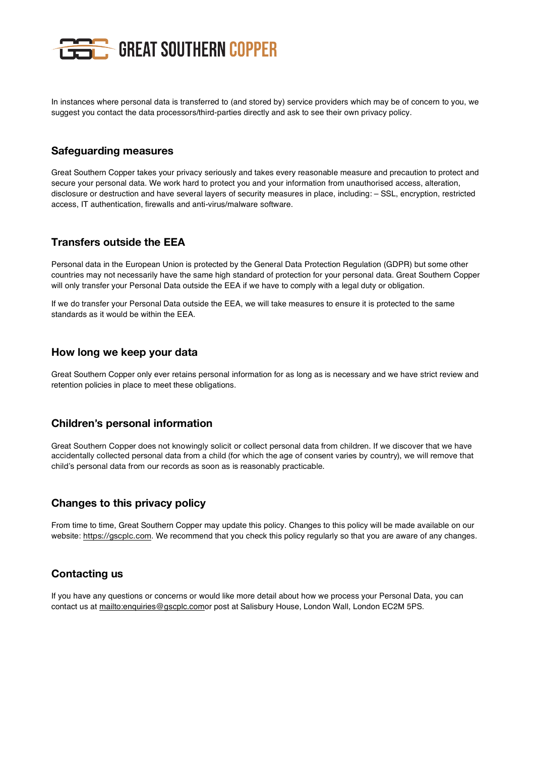In instances where personal data is transferred to (and stored by) service providers which may be of concern to you, we suggest you contact the data processors/third-parties directly and ask to see their own privacy policy.

## Safeguarding measures

Great Southern Copper takes your privacy seriously and takes every reasonable measure and precaution to protect and secure your personal data. We work hard to protect you and your information from unauthorised access, alteration, disclosure or destruction and have several layers of security measures in place, including: – SSL, encryption, restricted access, IT authentication, firewalls and anti-virus/malware software.

## Transfers outside the EEA

Personal data in the European Union is protected by the General Data Protection Regulation (GDPR) but some other countries may not necessarily have the same high standard of protection for your personal data. Great Southern Copper will only transfer your Personal Data outside the EEA if we have to comply with a legal duty or obligation.

If we do transfer your Personal Data outside the EEA, we will take measures to ensure it is protected to the same standards as it would be within the EEA.

## How long we keep your data

Great Southern Copper only ever retains personal information for as long as is necessary and we have strict review and retention policies in place to meet these obligations.

## Children's personal information

Great Southern Copper does not knowingly solicit or collect personal data from children. If we discover that we have accidentally collected personal data from a child (for which the age of consent varies by country), we will remove that child's personal data from our records as soon as is reasonably practicable.

## Changes to this privacy policy

From time to time, Great Southern Copper may update this policy. Changes to this policy will be made available on our website: https://gscplc.com. We recommend that you check this policy regularly so that you are aware of any changes.

## Contacting us

If you have any questions or concerns or would like more detail about how we process your Personal Data, you can contact us at mailto:enquiries@gscplc.comor post at Salisbury House, London Wall, London EC2M 5PS.